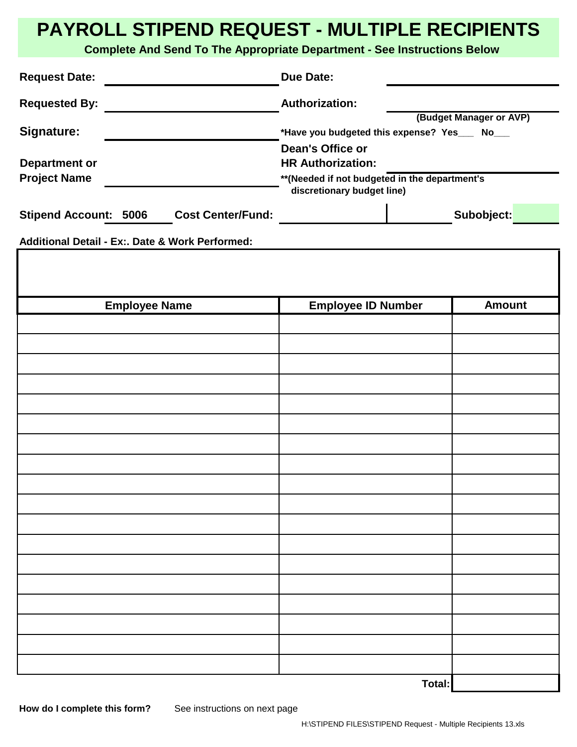# PAYROLL STIPEND REQUEST - MULTIPLE RECIPIENTS

**Complete And Send To The Appropriate Department - See Instructions Below**

**Request Date:** ____________________ **Due Date:** ____________________

**Requested By:** ____________________ **Authorization:** ____________________

(Budget Manager or AVP)

**Signature:** ____________________ ***Have you budgeted this expense? Yes___ No___**

**Department or Project Name** ____________________ **Dean's Office or HR Authorization:** ____________________

****(Needed if not budgeted in the department's discretionary budget line)**

**Stipend Account: 5006** **Cost Center/Fund:** ____________ ____________ **Subobject:** ______

**Additional Detail - Ex:. Date & Work Performed:**

| Employee Name | Employee ID Number | Amount |
|---|---|---|
| | | |
| | | |
| | | |
| | | |
| | | |
| | | |
| | | |
| | | |
| | | |
| | | |
| | | |
| | | |
| | | |
| | | |
| | | |
| | | |
| | | |
| | | |
| | **Total:** | |

**How do I complete this form?** See instructions on next page

H:\STIPEND FILES\STIPEND Request - Multiple Recipients 13.xls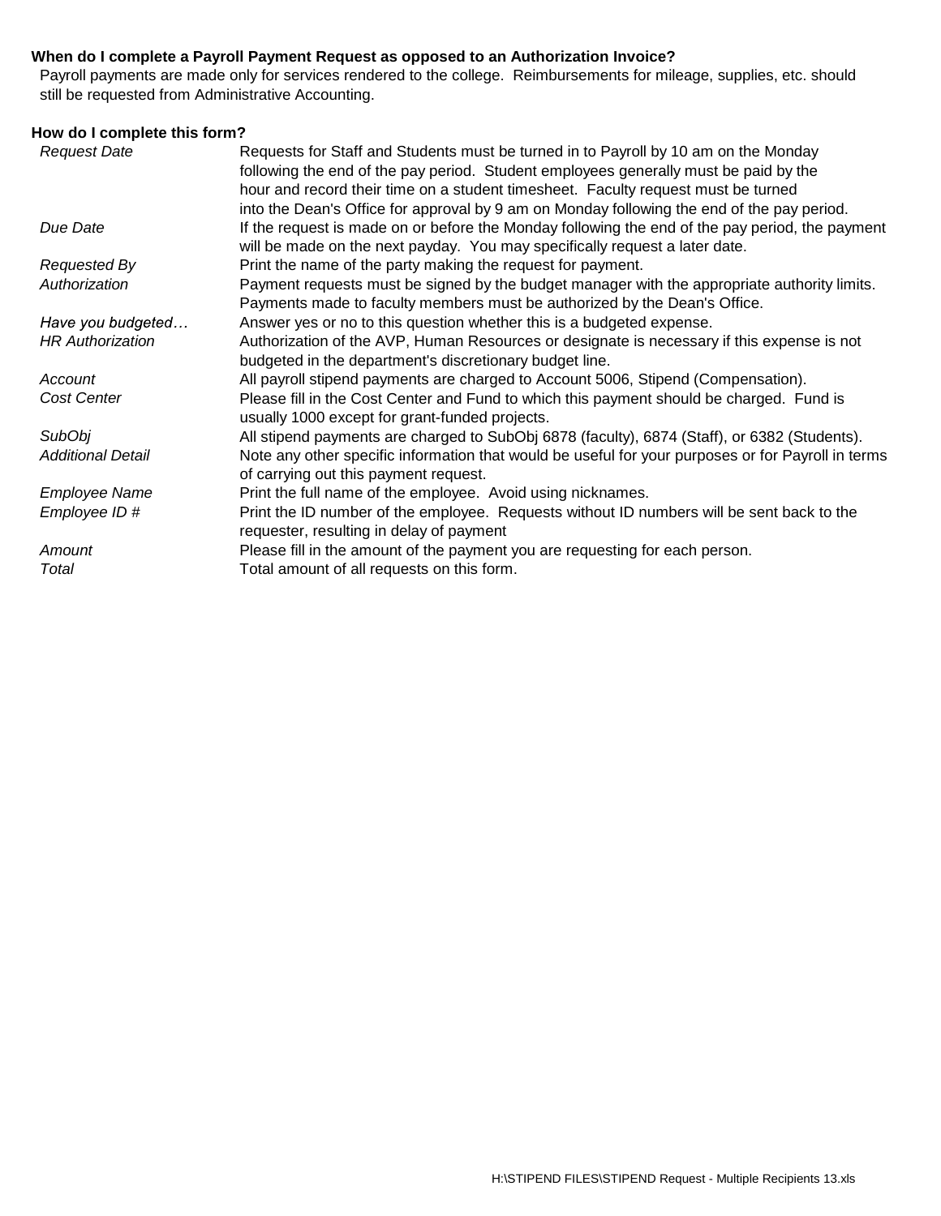**When do I complete a Payroll Payment Request as opposed to an Authorization Invoice?**

Payroll payments are made only for services rendered to the college. Reimbursements for mileage, supplies, etc. should still be requested from Administrative Accounting.

**How do I complete this form?**

| | |
|---|---|
| *Request Date* | Requests for Staff and Students must be turned in to Payroll by 10 am on the Monday following the end of the pay period. Student employees generally must be paid by the hour and record their time on a student timesheet. Faculty request must be turned into the Dean's Office for approval by 9 am on Monday following the end of the pay period. |
| *Due Date* | If the request is made on or before the Monday following the end of the pay period, the payment will be made on the next payday. You may specifically request a later date. |
| *Requested By* | Print the name of the party making the request for payment. |
| *Authorization* | Payment requests must be signed by the budget manager with the appropriate authority limits. Payments made to faculty members must be authorized by the Dean's Office. |
| *Have you budgeted…* | Answer yes or no to this question whether this is a budgeted expense. |
| *HR Authorization* | Authorization of the AVP, Human Resources or designate is necessary if this expense is not budgeted in the department's discretionary budget line. |
| *Account* | All payroll stipend payments are charged to Account 5006, Stipend (Compensation). |
| *Cost Center* | Please fill in the Cost Center and Fund to which this payment should be charged. Fund is usually 1000 except for grant-funded projects. |
| *SubObj* | All stipend payments are charged to SubObj 6878 (faculty), 6874 (Staff), or 6382 (Students). |
| *Additional Detail* | Note any other specific information that would be useful for your purposes or for Payroll in terms of carrying out this payment request. |
| *Employee Name* | Print the full name of the employee. Avoid using nicknames. |
| *Employee ID #* | Print the ID number of the employee. Requests without ID numbers will be sent back to the requester, resulting in delay of payment |
| *Amount* | Please fill in the amount of the payment you are requesting for each person. |
| *Total* | Total amount of all requests on this form. |

H:\STIPEND FILES\STIPEND Request - Multiple Recipients 13.xls